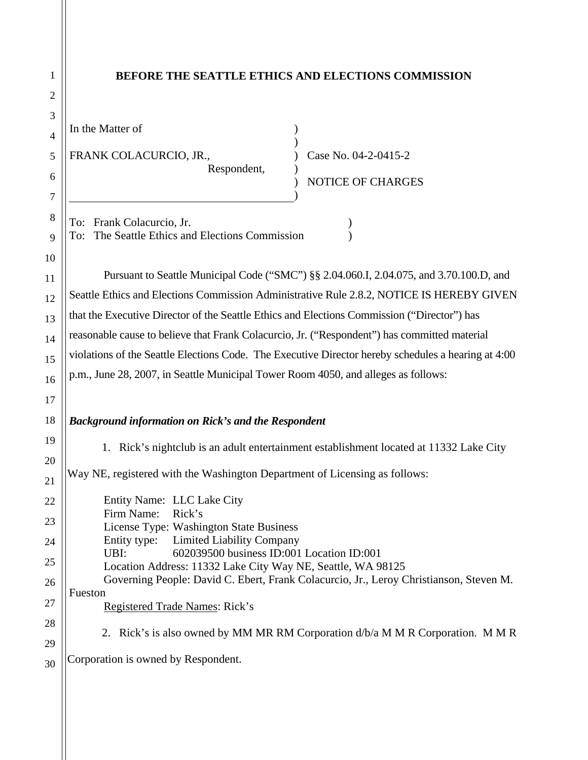# BEFORE THE SEATTLE ETHICS AND ELECTIONS COMMISSION

In the Matter of

FRANK COLACURCIO, JR.,
Respondent,

Case No. 04-2-0415-2

NOTICE OF CHARGES

To: Frank Colacurcio, Jr.
To: The Seattle Ethics and Elections Commission

Pursuant to Seattle Municipal Code ("SMC") §§ 2.04.060.I, 2.04.075, and 3.70.100.D, and Seattle Ethics and Elections Commission Administrative Rule 2.8.2, NOTICE IS HEREBY GIVEN that the Executive Director of the Seattle Ethics and Elections Commission ("Director") has reasonable cause to believe that Frank Colacurcio, Jr. ("Respondent") has committed material violations of the Seattle Elections Code. The Executive Director hereby schedules a hearing at 4:00 p.m., June 28, 2007, in Seattle Municipal Tower Room 4050, and alleges as follows:

***Background information on Rick's and the Respondent***

1. Rick's nightclub is an adult entertainment establishment located at 11332 Lake City Way NE, registered with the Washington Department of Licensing as follows:

Entity Name: LLC Lake City
Firm Name: Rick's
License Type: Washington State Business
Entity type: Limited Liability Company
UBI: 602039500 business ID:001 Location ID:001
Location Address: 11332 Lake City Way NE, Seattle, WA 98125
Governing People: David C. Ebert, Frank Colacurcio, Jr., Leroy Christianson, Steven M. Fueston
Registered Trade Names: Rick's

2. Rick's is also owned by MM MR RM Corporation d/b/a M M R Corporation. M M R Corporation is owned by Respondent.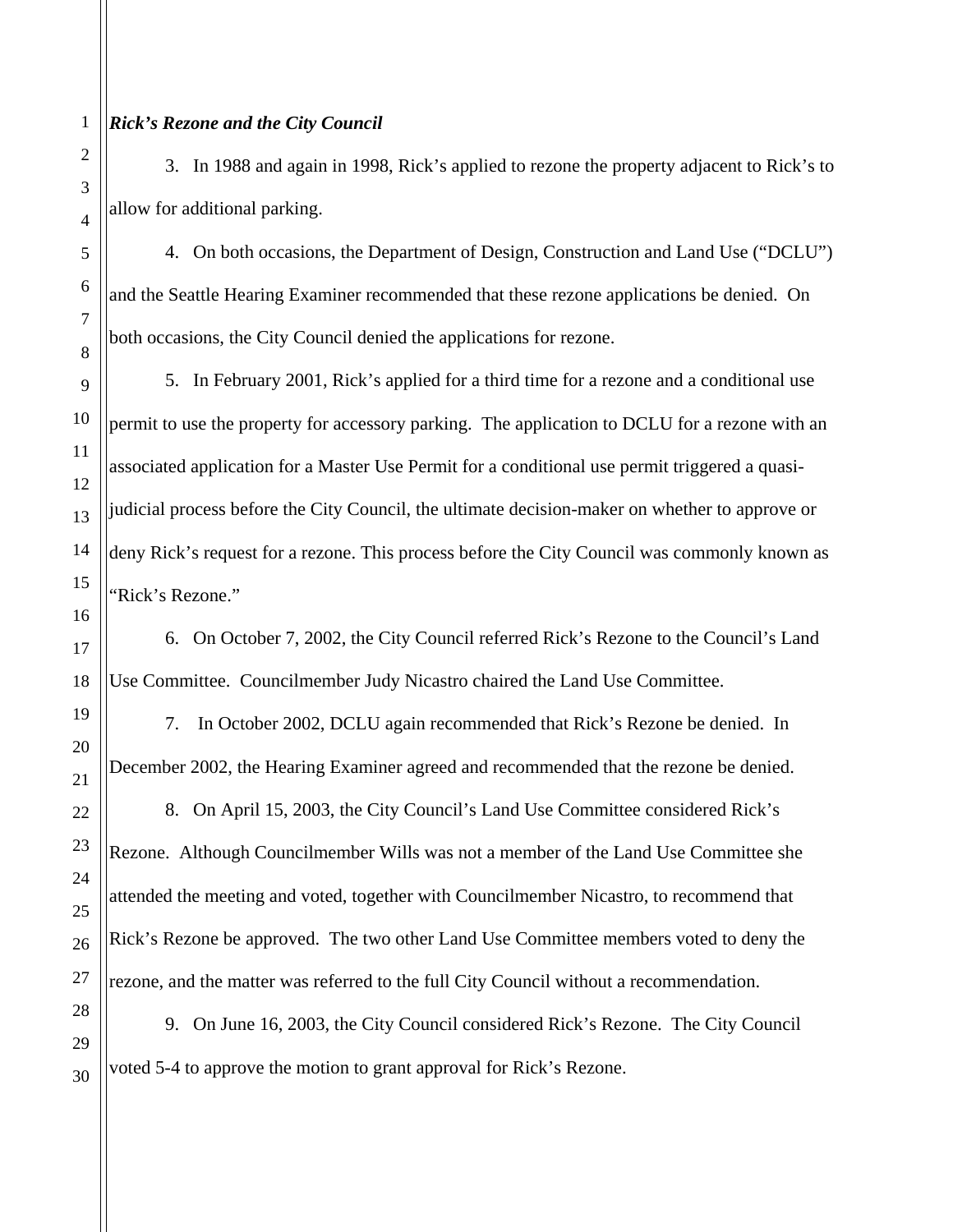***Rick's Rezone and the City Council***

3. In 1988 and again in 1998, Rick's applied to rezone the property adjacent to Rick's to allow for additional parking.

4. On both occasions, the Department of Design, Construction and Land Use ("DCLU") and the Seattle Hearing Examiner recommended that these rezone applications be denied. On both occasions, the City Council denied the applications for rezone.

5. In February 2001, Rick's applied for a third time for a rezone and a conditional use permit to use the property for accessory parking. The application to DCLU for a rezone with an associated application for a Master Use Permit for a conditional use permit triggered a quasi-judicial process before the City Council, the ultimate decision-maker on whether to approve or deny Rick's request for a rezone. This process before the City Council was commonly known as "Rick's Rezone."

6. On October 7, 2002, the City Council referred Rick's Rezone to the Council's Land Use Committee. Councilmember Judy Nicastro chaired the Land Use Committee.

7. In October 2002, DCLU again recommended that Rick's Rezone be denied. In December 2002, the Hearing Examiner agreed and recommended that the rezone be denied.

8. On April 15, 2003, the City Council's Land Use Committee considered Rick's Rezone. Although Councilmember Wills was not a member of the Land Use Committee she attended the meeting and voted, together with Councilmember Nicastro, to recommend that Rick's Rezone be approved. The two other Land Use Committee members voted to deny the rezone, and the matter was referred to the full City Council without a recommendation.

9. On June 16, 2003, the City Council considered Rick's Rezone. The City Council voted 5-4 to approve the motion to grant approval for Rick's Rezone.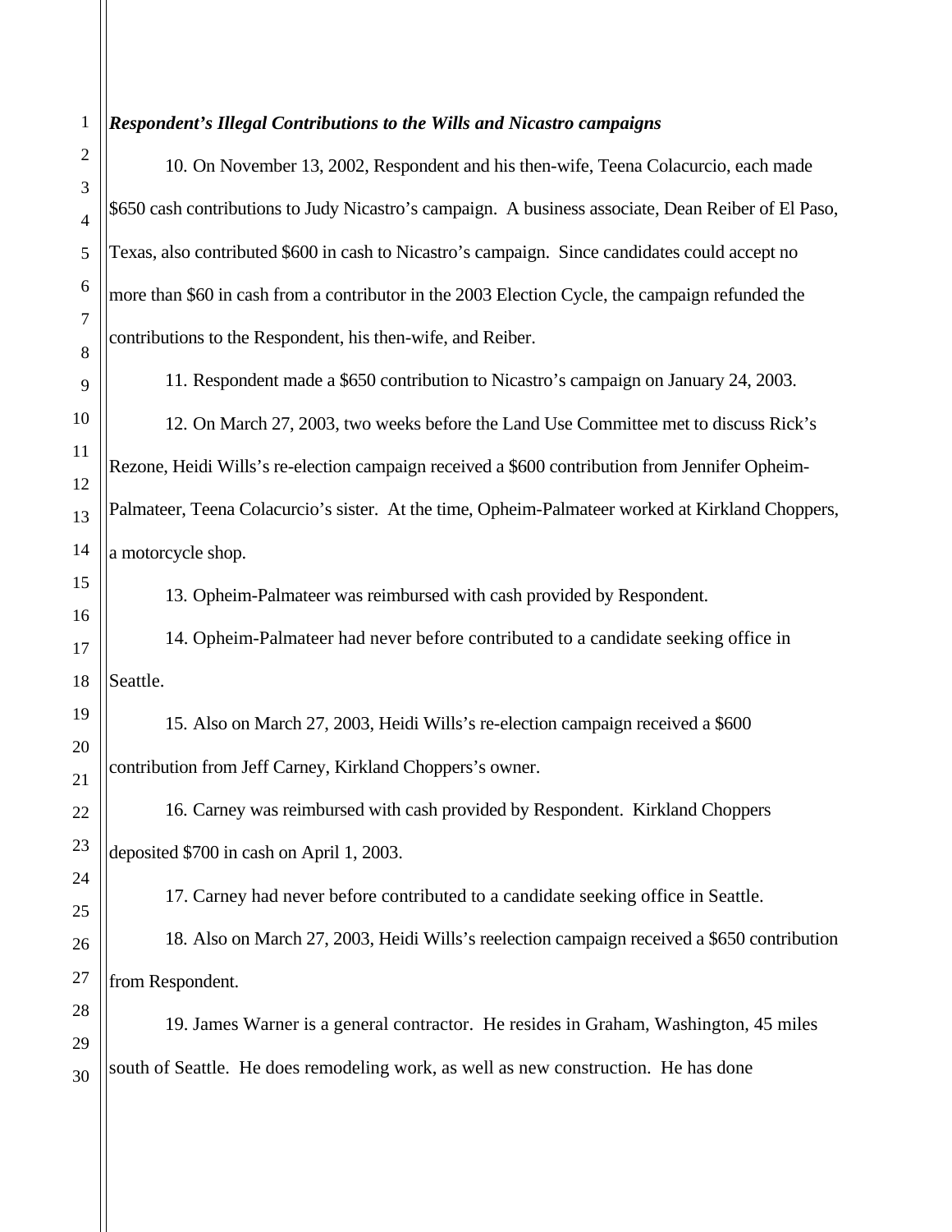***Respondent's Illegal Contributions to the Wills and Nicastro campaigns***

10. On November 13, 2002, Respondent and his then-wife, Teena Colacurcio, each made $650 cash contributions to Judy Nicastro's campaign. A business associate, Dean Reiber of El Paso, Texas, also contributed $600 in cash to Nicastro's campaign. Since candidates could accept no more than $60 in cash from a contributor in the 2003 Election Cycle, the campaign refunded the contributions to the Respondent, his then-wife, and Reiber.

11. Respondent made a $650 contribution to Nicastro's campaign on January 24, 2003.

12. On March 27, 2003, two weeks before the Land Use Committee met to discuss Rick's Rezone, Heidi Wills's re-election campaign received a $600 contribution from Jennifer Opheim-Palmateer, Teena Colacurcio's sister. At the time, Opheim-Palmateer worked at Kirkland Choppers, a motorcycle shop.

13. Opheim-Palmateer was reimbursed with cash provided by Respondent.

14. Opheim-Palmateer had never before contributed to a candidate seeking office in Seattle.

15. Also on March 27, 2003, Heidi Wills's re-election campaign received a $600 contribution from Jeff Carney, Kirkland Choppers's owner.

16. Carney was reimbursed with cash provided by Respondent. Kirkland Choppers deposited $700 in cash on April 1, 2003.

17. Carney had never before contributed to a candidate seeking office in Seattle.

18. Also on March 27, 2003, Heidi Wills's reelection campaign received a $650 contribution from Respondent.

19. James Warner is a general contractor. He resides in Graham, Washington, 45 miles south of Seattle. He does remodeling work, as well as new construction. He has done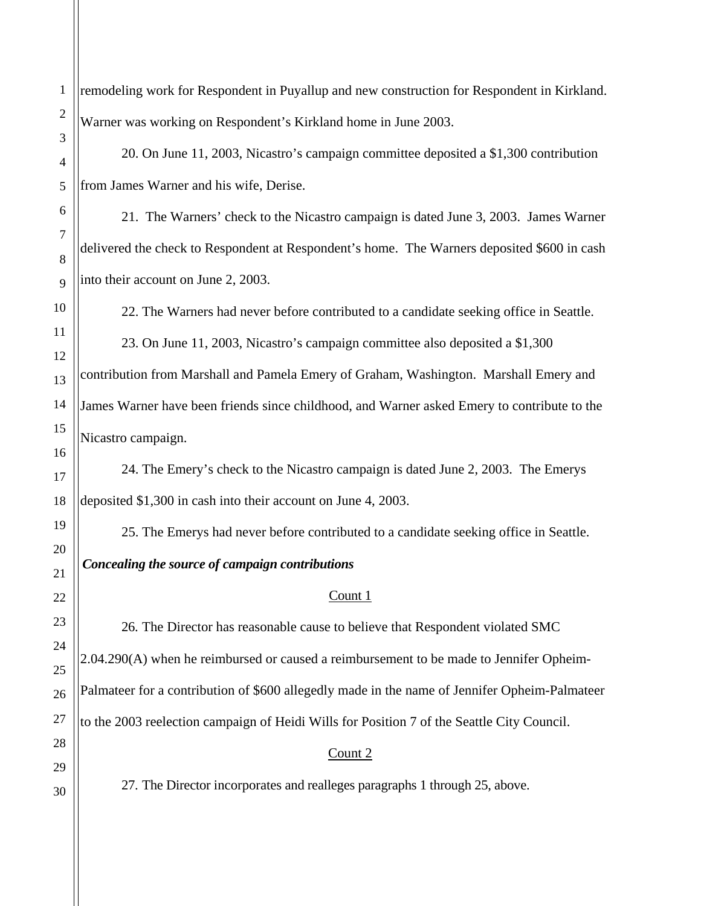remodeling work for Respondent in Puyallup and new construction for Respondent in Kirkland. Warner was working on Respondent's Kirkland home in June 2003.

20. On June 11, 2003, Nicastro's campaign committee deposited a $1,300 contribution from James Warner and his wife, Derise.

21. The Warners' check to the Nicastro campaign is dated June 3, 2003. James Warner delivered the check to Respondent at Respondent's home. The Warners deposited $600 in cash into their account on June 2, 2003.

22. The Warners had never before contributed to a candidate seeking office in Seattle.

23. On June 11, 2003, Nicastro's campaign committee also deposited a $1,300 contribution from Marshall and Pamela Emery of Graham, Washington. Marshall Emery and James Warner have been friends since childhood, and Warner asked Emery to contribute to the Nicastro campaign.

24. The Emery's check to the Nicastro campaign is dated June 2, 2003. The Emerys deposited $1,300 in cash into their account on June 4, 2003.

25. The Emerys had never before contributed to a candidate seeking office in Seattle.

***Concealing the source of campaign contributions***

Count 1

26. The Director has reasonable cause to believe that Respondent violated SMC 2.04.290(A) when he reimbursed or caused a reimbursement to be made to Jennifer Opheim-Palmateer for a contribution of $600 allegedly made in the name of Jennifer Opheim-Palmateer to the 2003 reelection campaign of Heidi Wills for Position 7 of the Seattle City Council.

Count 2

27. The Director incorporates and realleges paragraphs 1 through 25, above.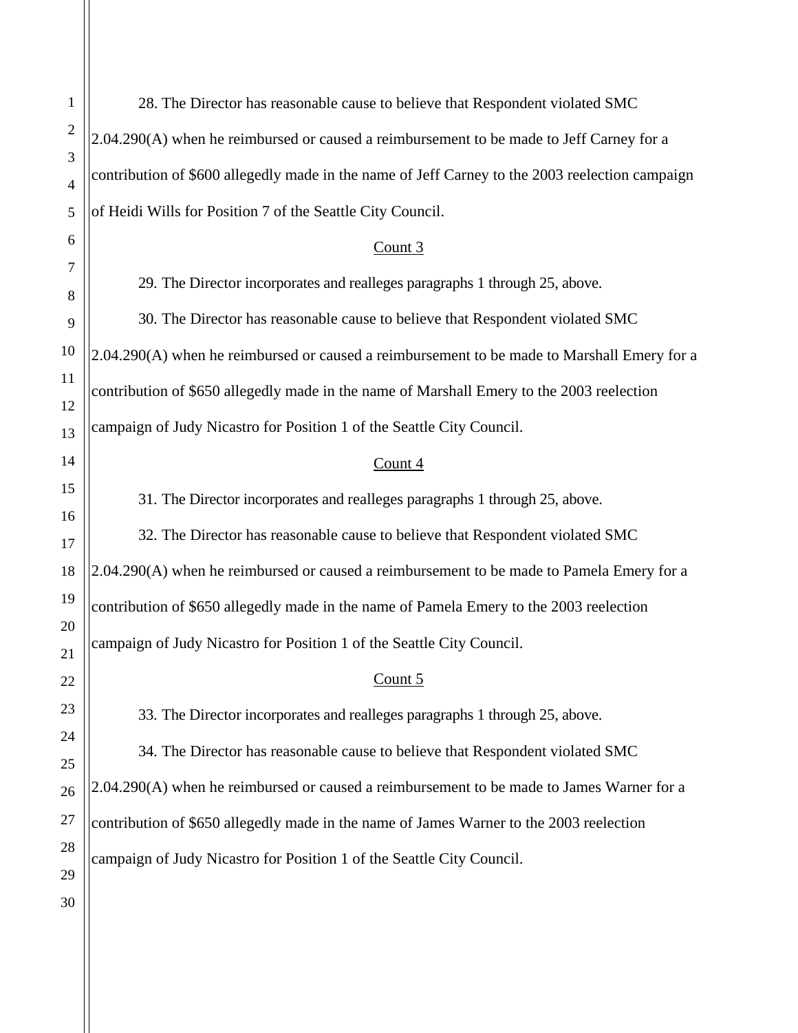28. The Director has reasonable cause to believe that Respondent violated SMC 2.04.290(A) when he reimbursed or caused a reimbursement to be made to Jeff Carney for a contribution of $600 allegedly made in the name of Jeff Carney to the 2003 reelection campaign of Heidi Wills for Position 7 of the Seattle City Council.

<u>Count 3</u>

29. The Director incorporates and realleges paragraphs 1 through 25, above.

30. The Director has reasonable cause to believe that Respondent violated SMC 2.04.290(A) when he reimbursed or caused a reimbursement to be made to Marshall Emery for a contribution of $650 allegedly made in the name of Marshall Emery to the 2003 reelection campaign of Judy Nicastro for Position 1 of the Seattle City Council.

<u>Count 4</u>

31. The Director incorporates and realleges paragraphs 1 through 25, above.

32. The Director has reasonable cause to believe that Respondent violated SMC 2.04.290(A) when he reimbursed or caused a reimbursement to be made to Pamela Emery for a contribution of $650 allegedly made in the name of Pamela Emery to the 2003 reelection campaign of Judy Nicastro for Position 1 of the Seattle City Council.

<u>Count 5</u>

33. The Director incorporates and realleges paragraphs 1 through 25, above.

34. The Director has reasonable cause to believe that Respondent violated SMC 2.04.290(A) when he reimbursed or caused a reimbursement to be made to James Warner for a contribution of $650 allegedly made in the name of James Warner to the 2003 reelection campaign of Judy Nicastro for Position 1 of the Seattle City Council.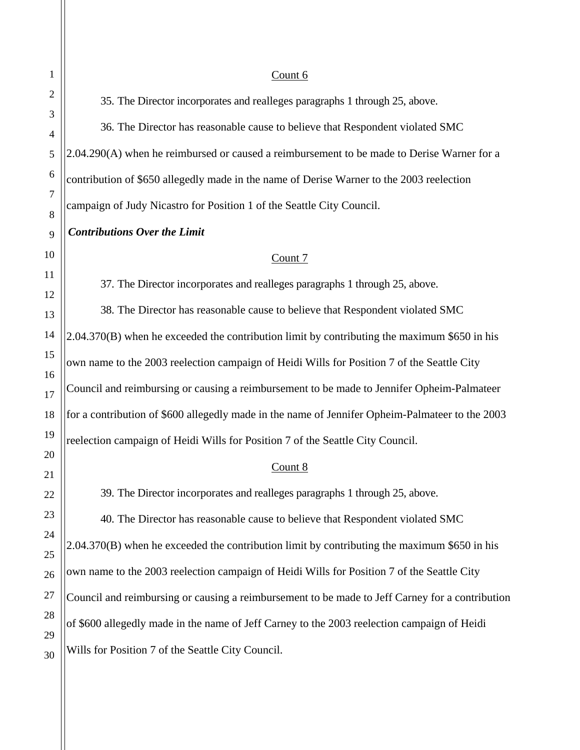Count 6

35. The Director incorporates and realleges paragraphs 1 through 25, above.

36. The Director has reasonable cause to believe that Respondent violated SMC 2.04.290(A) when he reimbursed or caused a reimbursement to be made to Derise Warner for a contribution of $650 allegedly made in the name of Derise Warner to the 2003 reelection campaign of Judy Nicastro for Position 1 of the Seattle City Council.

***Contributions Over the Limit***

Count 7

37. The Director incorporates and realleges paragraphs 1 through 25, above.

38. The Director has reasonable cause to believe that Respondent violated SMC 2.04.370(B) when he exceeded the contribution limit by contributing the maximum $650 in his own name to the 2003 reelection campaign of Heidi Wills for Position 7 of the Seattle City Council and reimbursing or causing a reimbursement to be made to Jennifer Opheim-Palmateer for a contribution of $600 allegedly made in the name of Jennifer Opheim-Palmateer to the 2003 reelection campaign of Heidi Wills for Position 7 of the Seattle City Council.

Count 8

39. The Director incorporates and realleges paragraphs 1 through 25, above.

40. The Director has reasonable cause to believe that Respondent violated SMC 2.04.370(B) when he exceeded the contribution limit by contributing the maximum $650 in his own name to the 2003 reelection campaign of Heidi Wills for Position 7 of the Seattle City Council and reimbursing or causing a reimbursement to be made to Jeff Carney for a contribution of $600 allegedly made in the name of Jeff Carney to the 2003 reelection campaign of Heidi Wills for Position 7 of the Seattle City Council.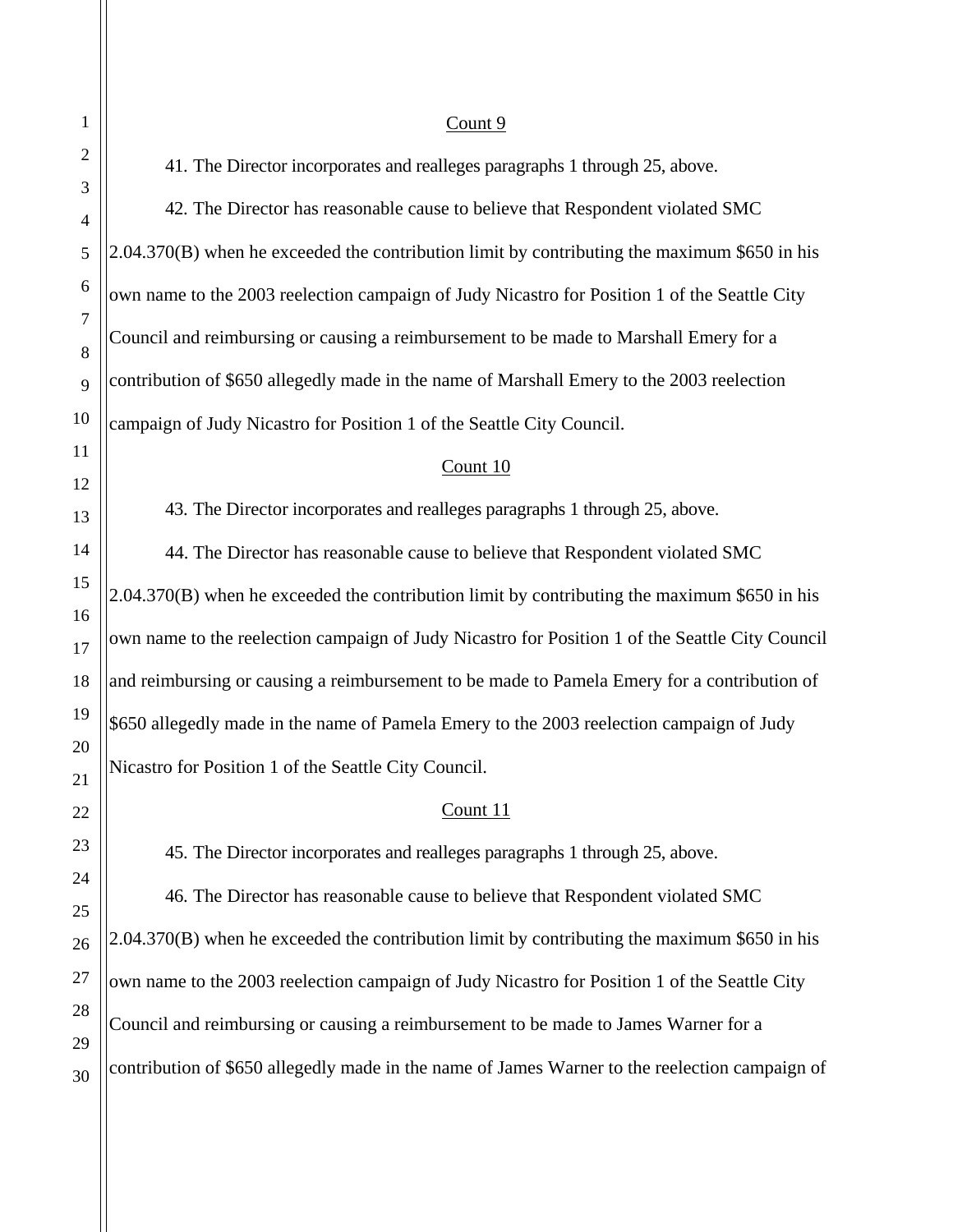Count 9

41. The Director incorporates and realleges paragraphs 1 through 25, above.

42. The Director has reasonable cause to believe that Respondent violated SMC 2.04.370(B) when he exceeded the contribution limit by contributing the maximum $650 in his own name to the 2003 reelection campaign of Judy Nicastro for Position 1 of the Seattle City Council and reimbursing or causing a reimbursement to be made to Marshall Emery for a contribution of $650 allegedly made in the name of Marshall Emery to the 2003 reelection campaign of Judy Nicastro for Position 1 of the Seattle City Council.

Count 10

43. The Director incorporates and realleges paragraphs 1 through 25, above.

44. The Director has reasonable cause to believe that Respondent violated SMC 2.04.370(B) when he exceeded the contribution limit by contributing the maximum $650 in his own name to the reelection campaign of Judy Nicastro for Position 1 of the Seattle City Council and reimbursing or causing a reimbursement to be made to Pamela Emery for a contribution of $650 allegedly made in the name of Pamela Emery to the 2003 reelection campaign of Judy Nicastro for Position 1 of the Seattle City Council.

Count 11

45. The Director incorporates and realleges paragraphs 1 through 25, above.

46. The Director has reasonable cause to believe that Respondent violated SMC 2.04.370(B) when he exceeded the contribution limit by contributing the maximum $650 in his own name to the 2003 reelection campaign of Judy Nicastro for Position 1 of the Seattle City Council and reimbursing or causing a reimbursement to be made to James Warner for a contribution of $650 allegedly made in the name of James Warner to the reelection campaign of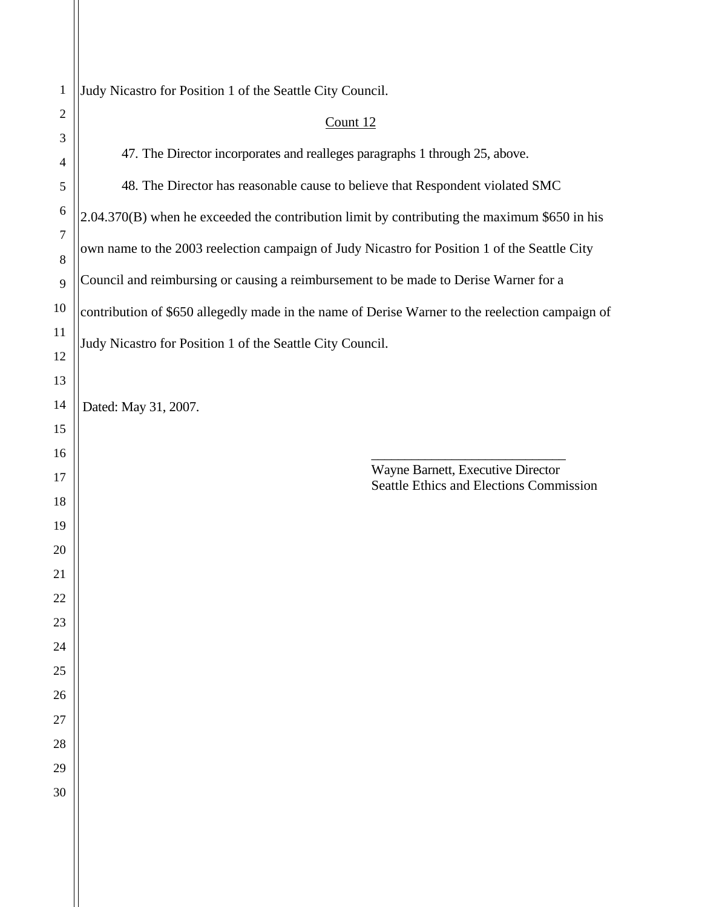Judy Nicastro for Position 1 of the Seattle City Council.

Count 12

47. The Director incorporates and realleges paragraphs 1 through 25, above.

48. The Director has reasonable cause to believe that Respondent violated SMC 2.04.370(B) when he exceeded the contribution limit by contributing the maximum $650 in his own name to the 2003 reelection campaign of Judy Nicastro for Position 1 of the Seattle City Council and reimbursing or causing a reimbursement to be made to Derise Warner for a contribution of $650 allegedly made in the name of Derise Warner to the reelection campaign of Judy Nicastro for Position 1 of the Seattle City Council.

Dated: May 31, 2007.

\_\_\_\_\_\_\_\_\_\_\_\_\_\_\_\_\_\_\_\_\_\_\_\_\_\_\_\_\_\_

Wayne Barnett, Executive Director
Seattle Ethics and Elections Commission